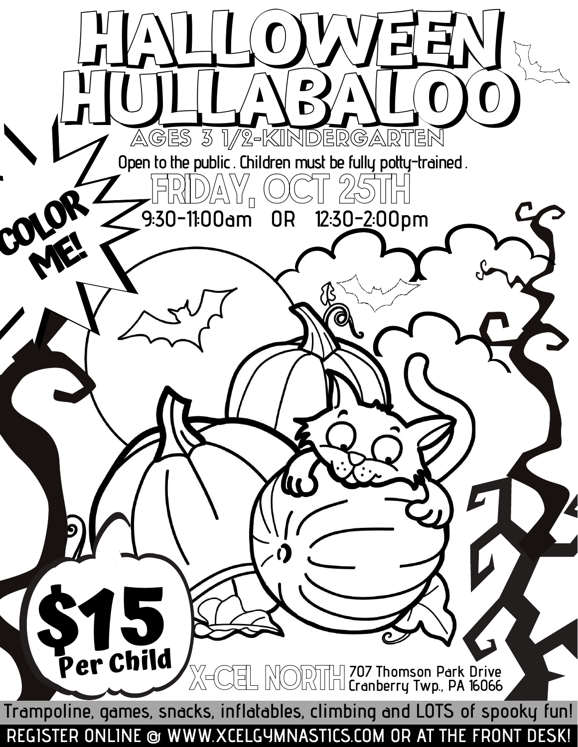# HALLOWEEN HULLABALOO

## AGES 3 1/2-KINDERGARTEN

Open to the public. Children must be fully potty-trained.

## FRIDAY, OCT 25TH

9:30-11:00am OR 12:30-2:00pm

COLOR ME!

**$15 Per Child**

**X-CEL NORTH** 707 Thomson Park Drive
Cranberry Twp., PA 16066

Trampoline, games, snacks, inflatables, climbing and LOTS of spooky fun!

REGISTER ONLINE @ WWW.XCELGYMNASTICS.COM OR AT THE FRONT DESK!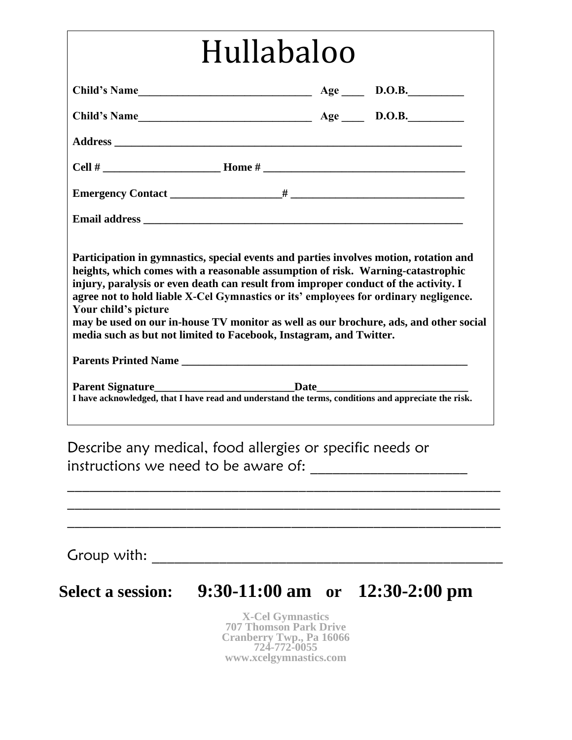# Hullabaloo

**Child's Name_______________________________ Age ____ D.O.B.__________**

**Child's Name_______________________________ Age ____ D.O.B.__________**

**Address _______________________________________________________________**

**Cell # _____________________ Home # ___________________________________**

**Emergency Contact ____________________# _______________________________**

**Email address __________________________________________________________**

**Participation in gymnastics, special events and parties involves motion, rotation and heights, which comes with a reasonable assumption of risk. Warning-catastrophic injury, paralysis or even death can result from improper conduct of the activity. I agree not to hold liable X-Cel Gymnastics or its' employees for ordinary negligence. Your child's picture may be used on our in-house TV monitor as well as our brochure, ads, and other social media such as but not limited to Facebook, Instagram, and Twitter.**

**Parents Printed Name _____________________________________________________**

**Parent Signature_________________________Date___________________________**

**I have acknowledged, that I have read and understand the terms, conditions and appreciate the risk.**

Describe any medical, food allergies or specific needs or instructions we need to be aware of: ______________________

_________________________________________________________________

_________________________________________________________________

_________________________________________________________________

Group with: ______________________________________________

**Select a session: 9:30-11:00 am or 12:30-2:00 pm**

**X-Cel Gymnastics**
**707 Thomson Park Drive**
**Cranberry Twp., Pa 16066**
**724-772-0055**
**www.xcelgymnastics.com**